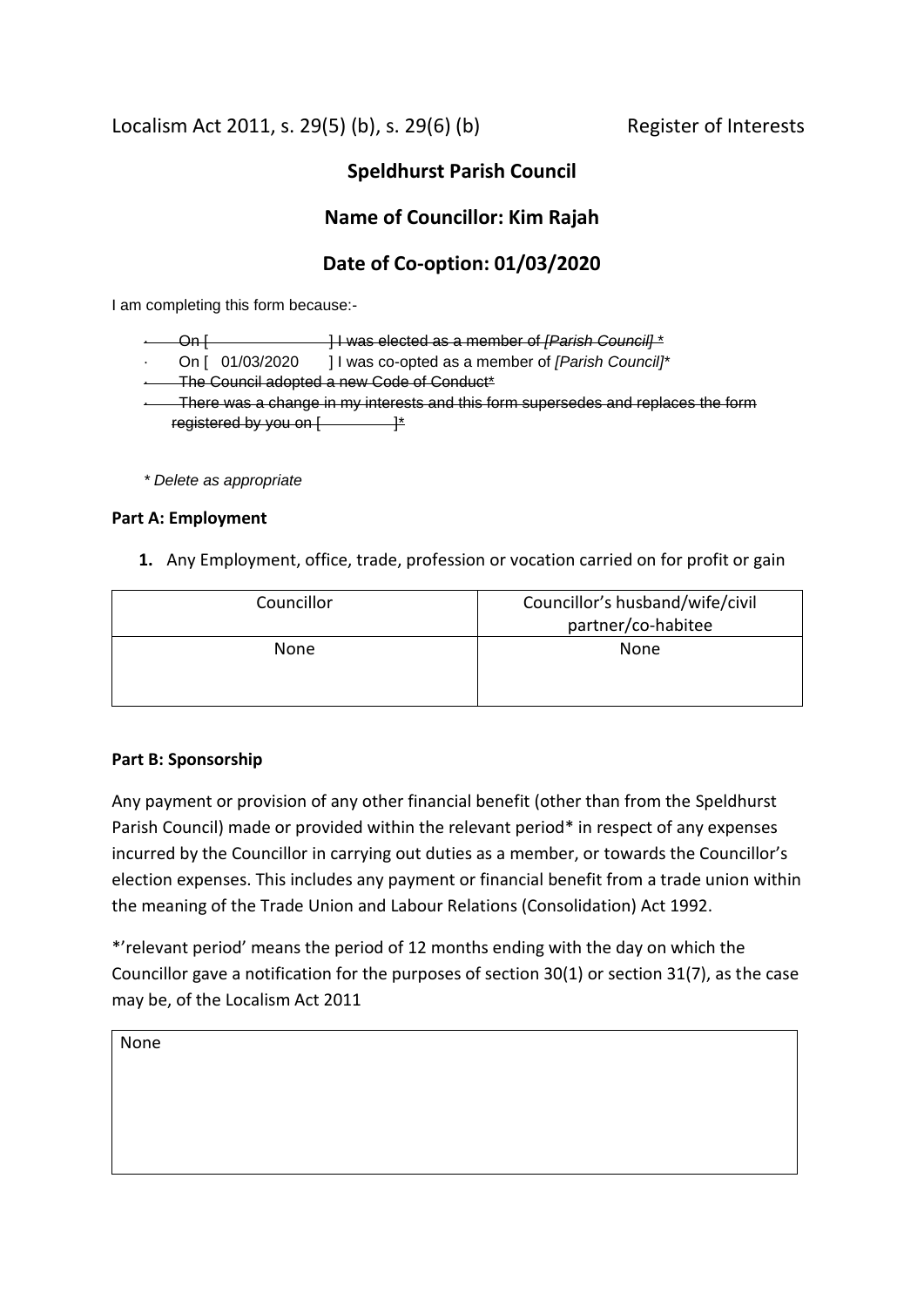Localism Act 2011, s. 29(5) (b), s. 29(6) (b) Register of Interests

## Speldhurst Parish Council

## Name of Councillor: Kim Rajah

## Date of Co-option: 01/03/2020

I am completing this form because:-

- ~~On [ ] I was elected as a member of *[Parish Council]* *~~
- On [ 01/03/2020 ] I was co-opted as a member of *[Parish Council]**
- ~~The Council adopted a new Code of Conduct*~~
- ~~There was a change in my interests and this form supersedes and replaces the form registered by you on [ ]*~~

*\* Delete as appropriate*

**Part A: Employment**

**1.** Any Employment, office, trade, profession or vocation carried on for profit or gain

| Councillor | Councillor's husband/wife/civil partner/co-habitee |
|---|---|
| None | None |

**Part B: Sponsorship**

Any payment or provision of any other financial benefit (other than from the Speldhurst Parish Council) made or provided within the relevant period* in respect of any expenses incurred by the Councillor in carrying out duties as a member, or towards the Councillor's election expenses. This includes any payment or financial benefit from a trade union within the meaning of the Trade Union and Labour Relations (Consolidation) Act 1992.

*'relevant period' means the period of 12 months ending with the day on which the Councillor gave a notification for the purposes of section 30(1) or section 31(7), as the case may be, of the Localism Act 2011

| |
|---|
| None |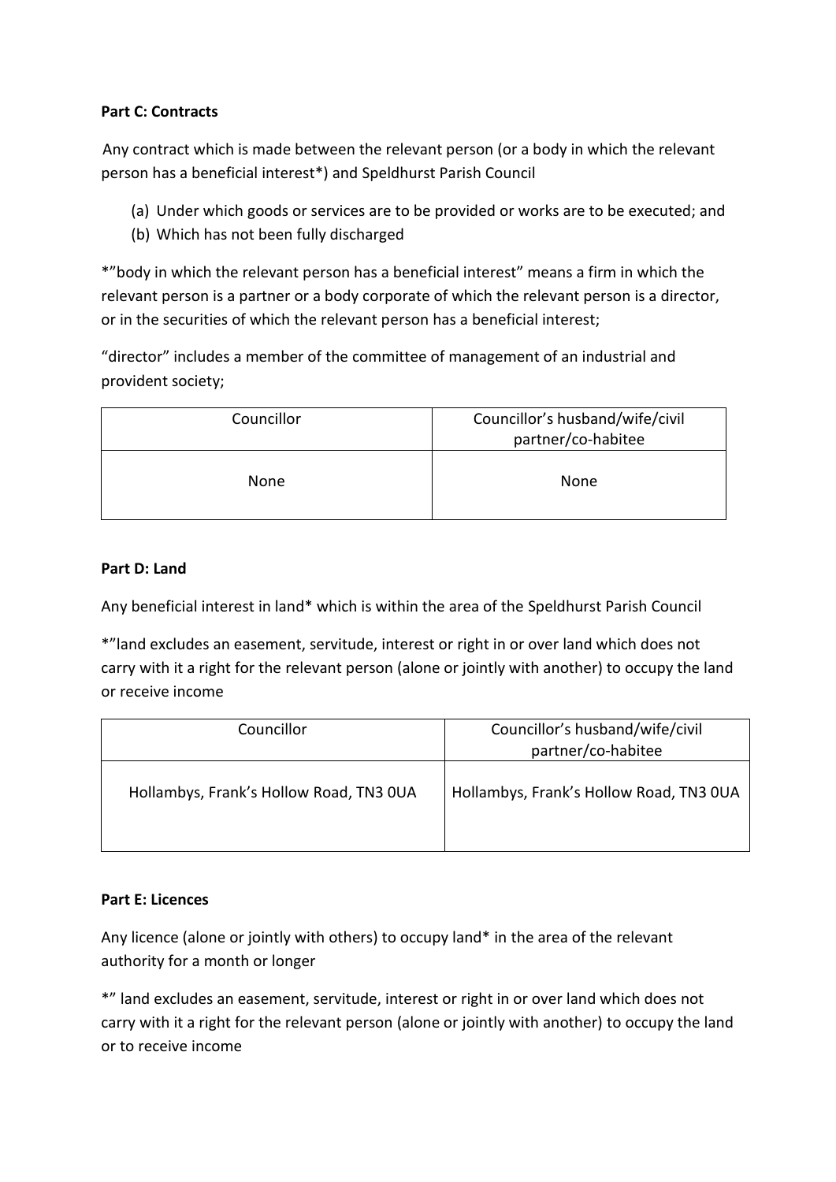**Part C: Contracts**

Any contract which is made between the relevant person (or a body in which the relevant person has a beneficial interest*) and Speldhurst Parish Council

(a) Under which goods or services are to be provided or works are to be executed; and
(b) Which has not been fully discharged

*"body in which the relevant person has a beneficial interest" means a firm in which the relevant person is a partner or a body corporate of which the relevant person is a director, or in the securities of which the relevant person has a beneficial interest;

"director" includes a member of the committee of management of an industrial and provident society;

| Councillor | Councillor's husband/wife/civil partner/co-habitee |
|---|---|
| None | None |

**Part D: Land**

Any beneficial interest in land* which is within the area of the Speldhurst Parish Council

*"land excludes an easement, servitude, interest or right in or over land which does not carry with it a right for the relevant person (alone or jointly with another) to occupy the land or receive income

| Councillor | Councillor's husband/wife/civil partner/co-habitee |
|---|---|
| Hollambys, Frank's Hollow Road, TN3 0UA | Hollambys, Frank's Hollow Road, TN3 0UA |

**Part E: Licences**

Any licence (alone or jointly with others) to occupy land* in the area of the relevant authority for a month or longer

*" land excludes an easement, servitude, interest or right in or over land which does not carry with it a right for the relevant person (alone or jointly with another) to occupy the land or to receive income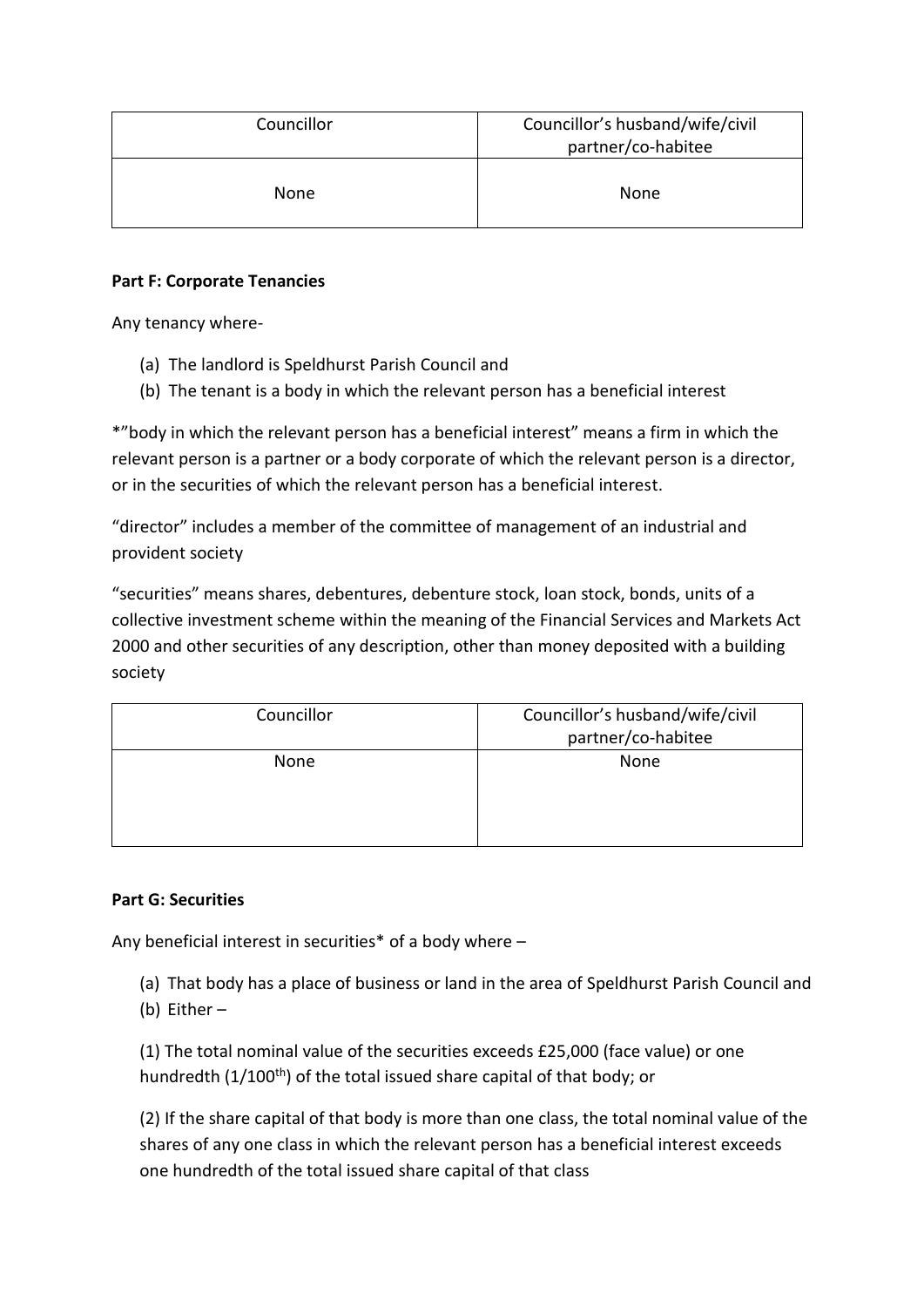| Councillor | Councillor’s husband/wife/civil partner/co-habitee |
|---|---|
| None | None |

**Part F: Corporate Tenancies**

Any tenancy where-

(a) The landlord is Speldhurst Parish Council and
(b) The tenant is a body in which the relevant person has a beneficial interest

*”body in which the relevant person has a beneficial interest” means a firm in which the relevant person is a partner or a body corporate of which the relevant person is a director, or in the securities of which the relevant person has a beneficial interest.

“director” includes a member of the committee of management of an industrial and provident society

“securities” means shares, debentures, debenture stock, loan stock, bonds, units of a collective investment scheme within the meaning of the Financial Services and Markets Act 2000 and other securities of any description, other than money deposited with a building society

| Councillor | Councillor’s husband/wife/civil partner/co-habitee |
|---|---|
| None | None |

**Part G: Securities**

Any beneficial interest in securities* of a body where –

(a) That body has a place of business or land in the area of Speldhurst Parish Council and
(b) Either –

(1) The total nominal value of the securities exceeds £25,000 (face value) or one hundredth (1/100th) of the total issued share capital of that body; or

(2) If the share capital of that body is more than one class, the total nominal value of the shares of any one class in which the relevant person has a beneficial interest exceeds one hundredth of the total issued share capital of that class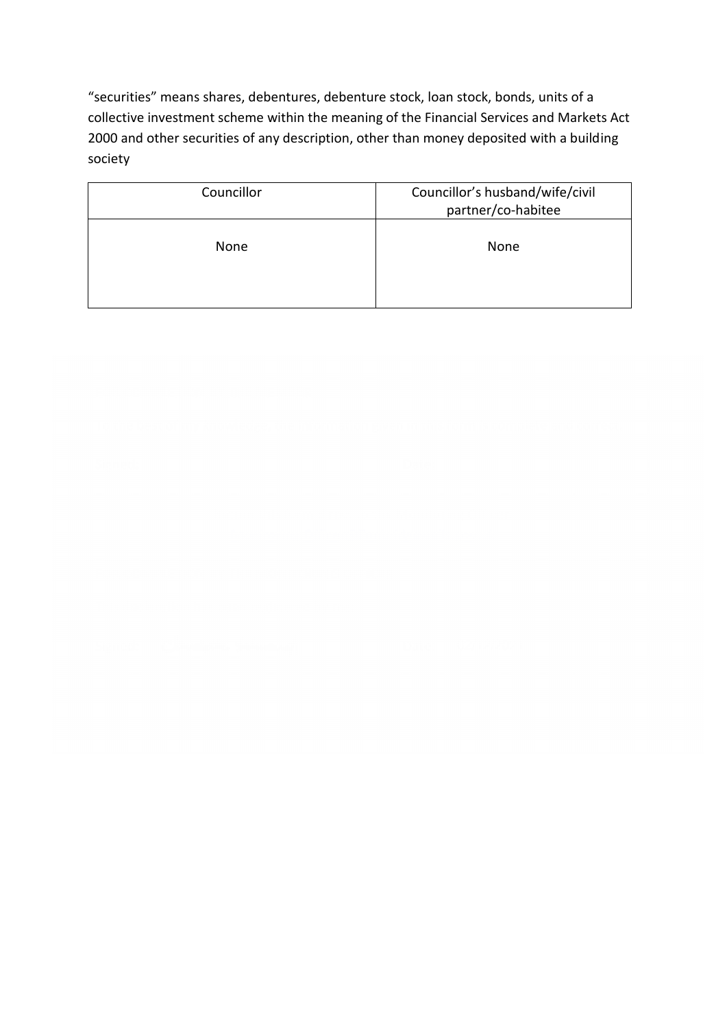“securities” means shares, debentures, debenture stock, loan stock, bonds, units of a collective investment scheme within the meaning of the Financial Services and Markets Act 2000 and other securities of any description, other than money deposited with a building society

| Councillor | Councillor’s husband/wife/civil partner/co-habitee |
| --- | --- |
| None | None |